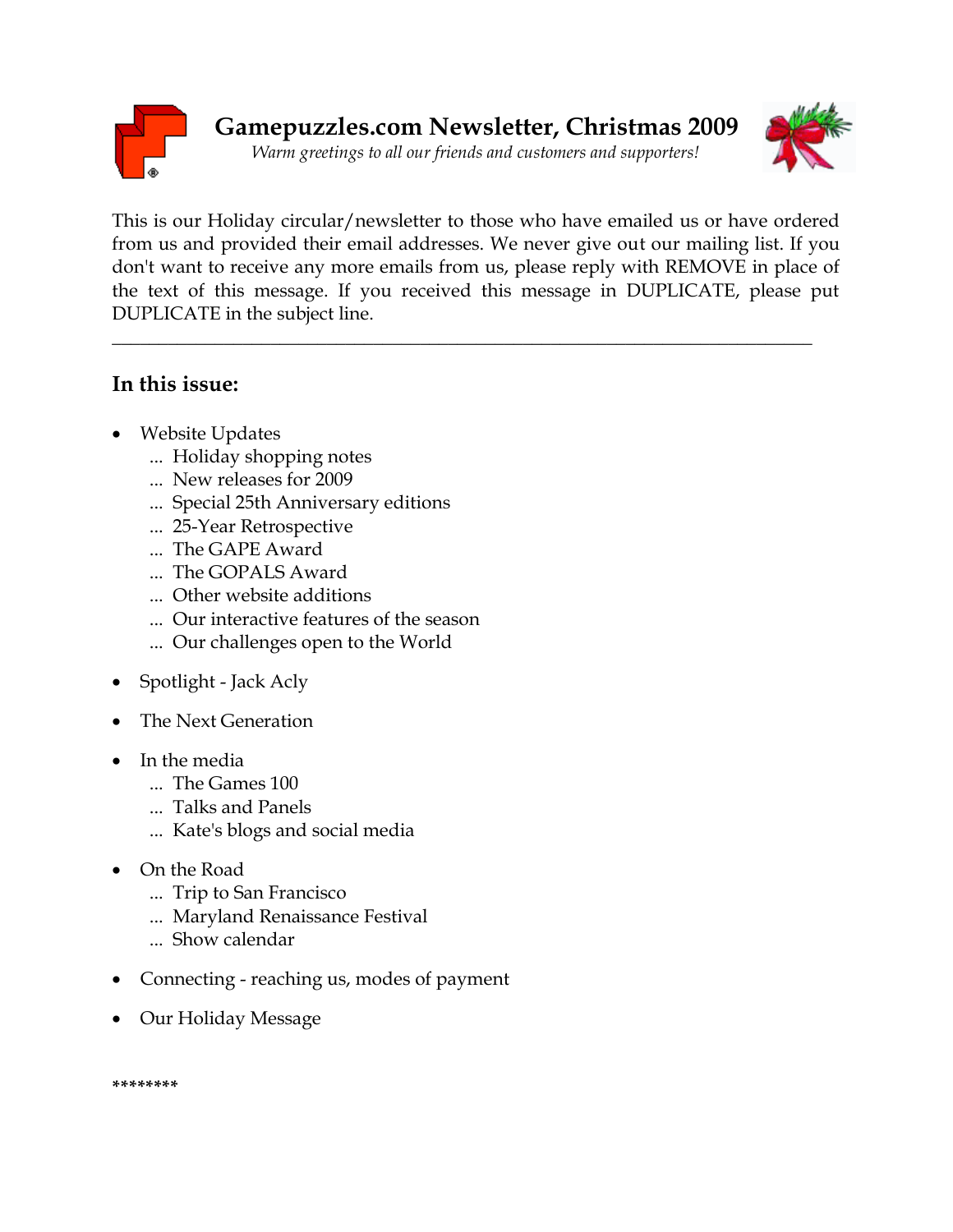# Gamepuzzles.com Newsletter, Christmas 2009

*Warm greetings to all our friends and customers and supporters!*

This is our Holiday circular/newsletter to those who have emailed us or have ordered from us and provided their email addresses. We never give out our mailing list. If you don't want to receive any more emails from us, please reply with REMOVE in place of the text of this message. If you received this message in DUPLICATE, please put DUPLICATE in the subject line.

---

## In this issue:

- Website Updates
  - ... Holiday shopping notes
  - ... New releases for 2009
  - ... Special 25th Anniversary editions
  - ... 25-Year Retrospective
  - ... The GAPE Award
  - ... The GOPALS Award
  - ... Other website additions
  - ... Our interactive features of the season
  - ... Our challenges open to the World
- Spotlight - Jack Acly
- The Next Generation
- In the media
  - ... The Games 100
  - ... Talks and Panels
  - ... Kate's blogs and social media
- On the Road
  - ... Trip to San Francisco
  - ... Maryland Renaissance Festival
  - ... Show calendar
- Connecting - reaching us, modes of payment
- Our Holiday Message

********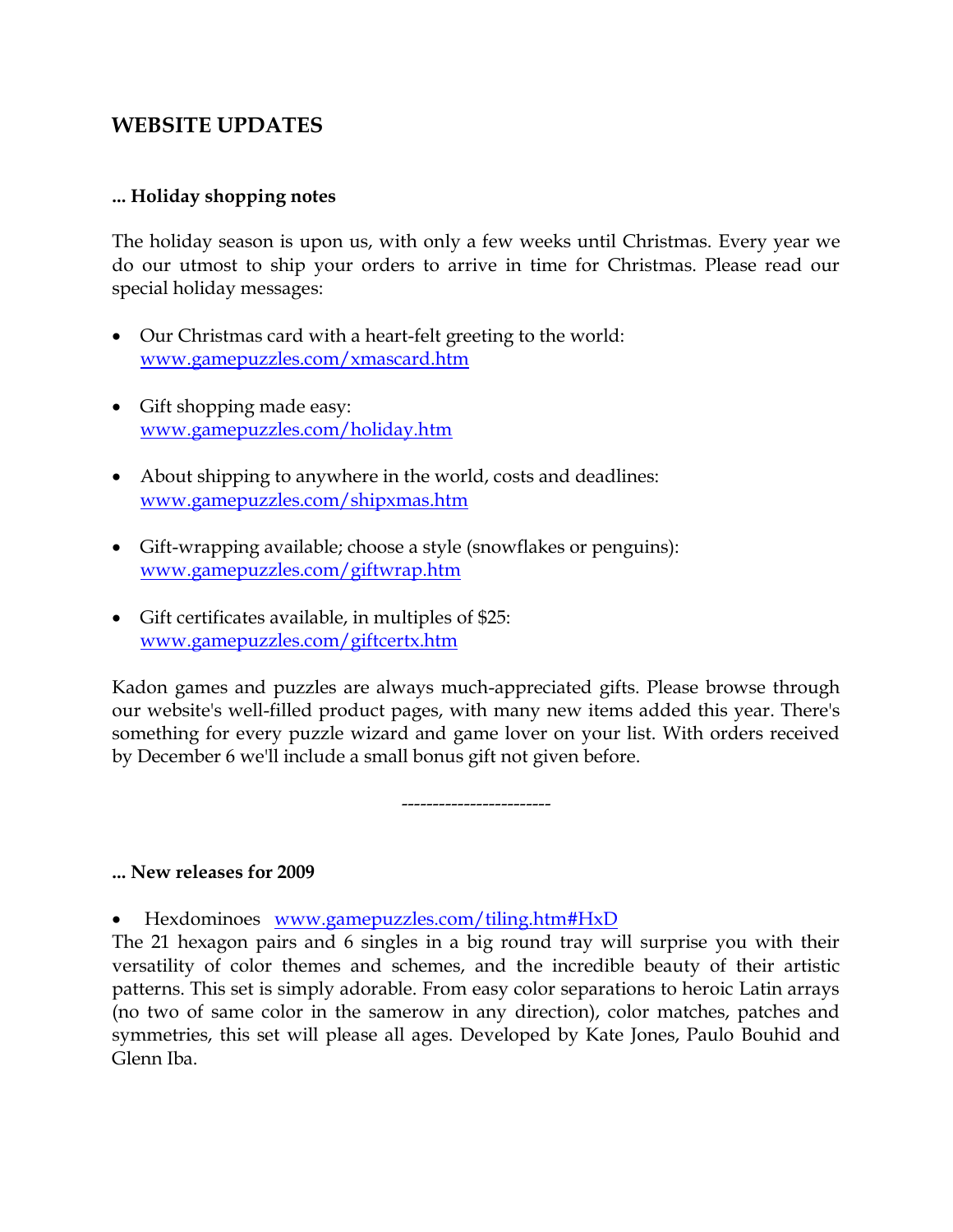## WEBSITE UPDATES

### ... Holiday shopping notes

The holiday season is upon us, with only a few weeks until Christmas. Every year we do our utmost to ship your orders to arrive in time for Christmas. Please read our special holiday messages:

- Our Christmas card with a heart-felt greeting to the world: [www.gamepuzzles.com/xmascard.htm](www.gamepuzzles.com/xmascard.htm)

- Gift shopping made easy: [www.gamepuzzles.com/holiday.htm](www.gamepuzzles.com/holiday.htm)

- About shipping to anywhere in the world, costs and deadlines: [www.gamepuzzles.com/shipxmas.htm](www.gamepuzzles.com/shipxmas.htm)

- Gift-wrapping available; choose a style (snowflakes or penguins): [www.gamepuzzles.com/giftwrap.htm](www.gamepuzzles.com/giftwrap.htm)

- Gift certificates available, in multiples of $25: [www.gamepuzzles.com/giftcertx.htm](www.gamepuzzles.com/giftcertx.htm)

Kadon games and puzzles are always much-appreciated gifts. Please browse through our website's well-filled product pages, with many new items added this year. There's something for every puzzle wizard and game lover on your list. With orders received by December 6 we'll include a small bonus gift not given before.

-----------------------

### ... New releases for 2009

- Hexdominoes [www.gamepuzzles.com/tiling.htm#HxD](www.gamepuzzles.com/tiling.htm#HxD)

The 21 hexagon pairs and 6 singles in a big round tray will surprise you with their versatility of color themes and schemes, and the incredible beauty of their artistic patterns. This set is simply adorable. From easy color separations to heroic Latin arrays (no two of same color in the samerow in any direction), color matches, patches and symmetries, this set will please all ages. Developed by Kate Jones, Paulo Bouhid and Glenn Iba.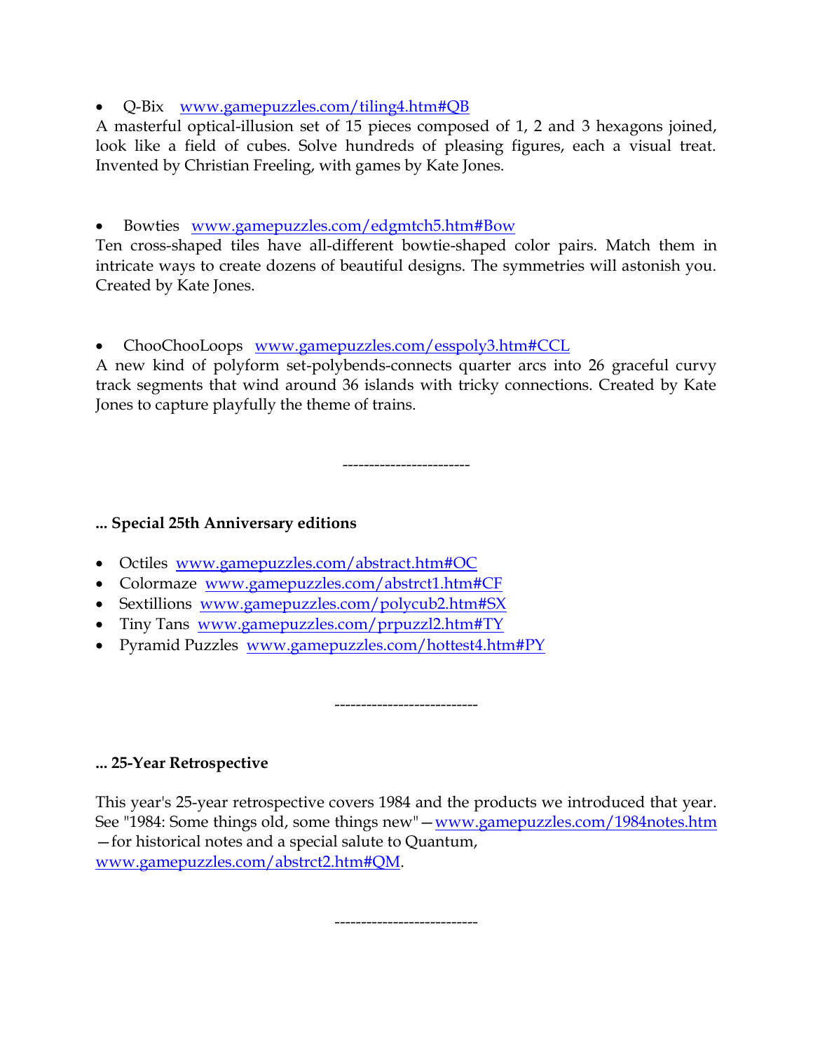- Q-Bix [www.gamepuzzles.com/tiling4.htm#QB](www.gamepuzzles.com/tiling4.htm#QB)

A masterful optical-illusion set of 15 pieces composed of 1, 2 and 3 hexagons joined, look like a field of cubes. Solve hundreds of pleasing figures, each a visual treat. Invented by Christian Freeling, with games by Kate Jones.

- Bowties [www.gamepuzzles.com/edgmtch5.htm#Bow](www.gamepuzzles.com/edgmtch5.htm#Bow)

Ten cross-shaped tiles have all-different bowtie-shaped color pairs. Match them in intricate ways to create dozens of beautiful designs. The symmetries will astonish you. Created by Kate Jones.

- ChooChooLoops [www.gamepuzzles.com/esspoly3.htm#CCL](www.gamepuzzles.com/esspoly3.htm#CCL)

A new kind of polyform set-polybends-connects quarter arcs into 26 graceful curvy track segments that wind around 36 islands with tricky connections. Created by Kate Jones to capture playfully the theme of trains.

-----------------------

**... Special 25th Anniversary editions**

- Octiles [www.gamepuzzles.com/abstract.htm#OC](www.gamepuzzles.com/abstract.htm#OC)
- Colormaze [www.gamepuzzles.com/abstrct1.htm#CF](www.gamepuzzles.com/abstrct1.htm#CF)
- Sextillions [www.gamepuzzles.com/polycub2.htm#SX](www.gamepuzzles.com/polycub2.htm#SX)
- Tiny Tans [www.gamepuzzles.com/prpuzzl2.htm#TY](www.gamepuzzles.com/prpuzzl2.htm#TY)
- Pyramid Puzzles [www.gamepuzzles.com/hottest4.htm#PY](www.gamepuzzles.com/hottest4.htm#PY)

--------------------------

**... 25-Year Retrospective**

This year's 25-year retrospective covers 1984 and the products we introduced that year. See "1984: Some things old, some things new"—[www.gamepuzzles.com/1984notes.htm](www.gamepuzzles.com/1984notes.htm) —for historical notes and a special salute to Quantum, [www.gamepuzzles.com/abstrct2.htm#QM](www.gamepuzzles.com/abstrct2.htm#QM).

--------------------------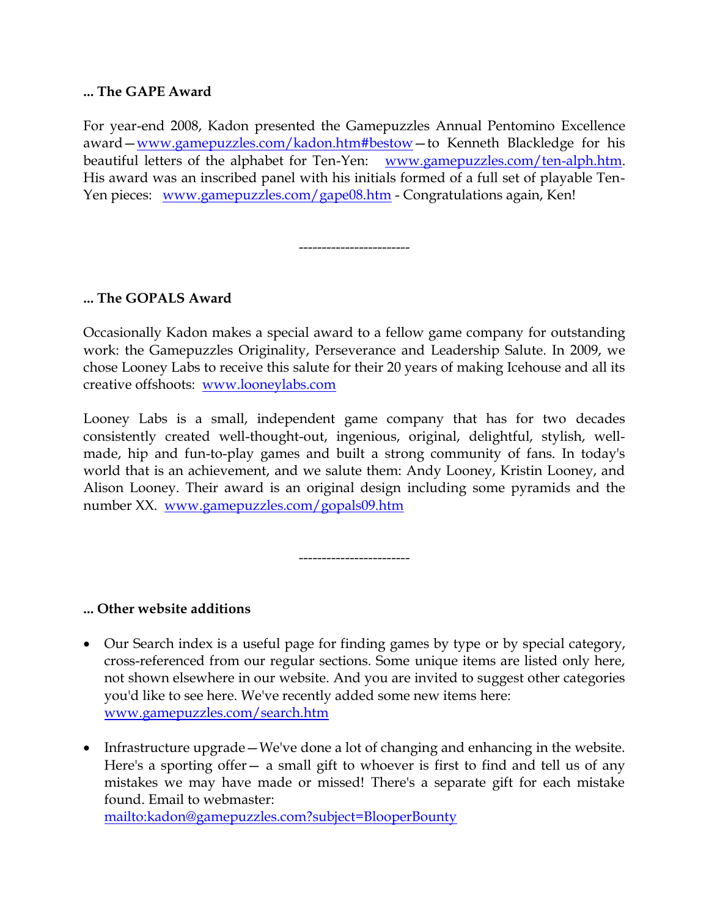**... The GAPE Award**

For year-end 2008, Kadon presented the Gamepuzzles Annual Pentomino Excellence award—www.gamepuzzles.com/kadon.htm#bestow—to Kenneth Blackledge for his beautiful letters of the alphabet for Ten-Yen: www.gamepuzzles.com/ten-alph.htm. His award was an inscribed panel with his initials formed of a full set of playable Ten-Yen pieces: www.gamepuzzles.com/gape08.htm - Congratulations again, Ken!

-----------------------

**... The GOPALS Award**

Occasionally Kadon makes a special award to a fellow game company for outstanding work: the Gamepuzzles Originality, Perseverance and Leadership Salute. In 2009, we chose Looney Labs to receive this salute for their 20 years of making Icehouse and all its creative offshoots: www.looneylabs.com

Looney Labs is a small, independent game company that has for two decades consistently created well-thought-out, ingenious, original, delightful, stylish, well-made, hip and fun-to-play games and built a strong community of fans. In today's world that is an achievement, and we salute them: Andy Looney, Kristin Looney, and Alison Looney. Their award is an original design including some pyramids and the number XX. www.gamepuzzles.com/gopals09.htm

-----------------------

**... Other website additions**

- Our Search index is a useful page for finding games by type or by special category, cross-referenced from our regular sections. Some unique items are listed only here, not shown elsewhere in our website. And you are invited to suggest other categories you'd like to see here. We've recently added some new items here: www.gamepuzzles.com/search.htm

- Infrastructure upgrade—We've done a lot of changing and enhancing in the website. Here's a sporting offer— a small gift to whoever is first to find and tell us of any mistakes we may have made or missed! There's a separate gift for each mistake found. Email to webmaster: mailto:kadon@gamepuzzles.com?subject=BlooperBounty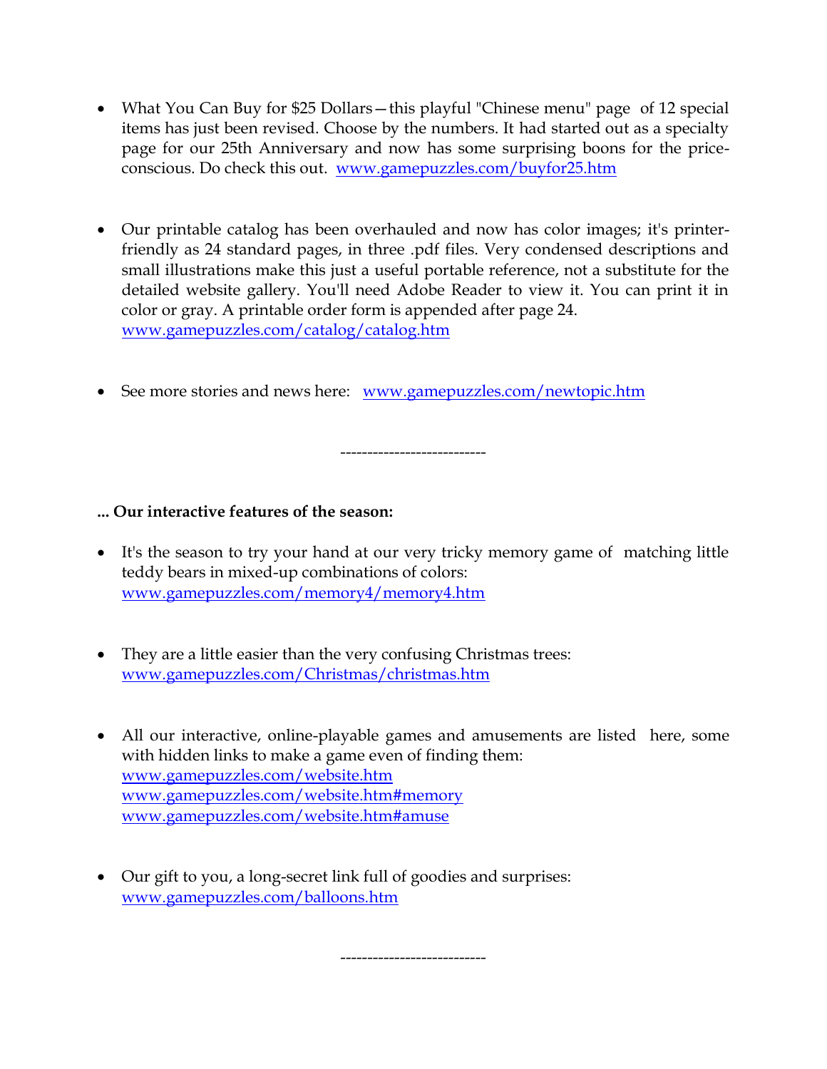- What You Can Buy for $25 Dollars—this playful "Chinese menu" page of 12 special items has just been revised. Choose by the numbers. It had started out as a specialty page for our 25th Anniversary and now has some surprising boons for the price-conscious. Do check this out. [www.gamepuzzles.com/buyfor25.htm](www.gamepuzzles.com/buyfor25.htm)

- Our printable catalog has been overhauled and now has color images; it's printer-friendly as 24 standard pages, in three .pdf files. Very condensed descriptions and small illustrations make this just a useful portable reference, not a substitute for the detailed website gallery. You'll need Adobe Reader to view it. You can print it in color or gray. A printable order form is appended after page 24. [www.gamepuzzles.com/catalog/catalog.htm](www.gamepuzzles.com/catalog/catalog.htm)

- See more stories and news here: [www.gamepuzzles.com/newtopic.htm](www.gamepuzzles.com/newtopic.htm)

---------------------------

**... Our interactive features of the season:**

- It's the season to try your hand at our very tricky memory game of matching little teddy bears in mixed-up combinations of colors: [www.gamepuzzles.com/memory4/memory4.htm](www.gamepuzzles.com/memory4/memory4.htm)

- They are a little easier than the very confusing Christmas trees: [www.gamepuzzles.com/Christmas/christmas.htm](www.gamepuzzles.com/Christmas/christmas.htm)

- All our interactive, online-playable games and amusements are listed here, some with hidden links to make a game even of finding them:
  [www.gamepuzzles.com/website.htm](www.gamepuzzles.com/website.htm)
  [www.gamepuzzles.com/website.htm#memory](www.gamepuzzles.com/website.htm#memory)
  [www.gamepuzzles.com/website.htm#amuse](www.gamepuzzles.com/website.htm#amuse)

- Our gift to you, a long-secret link full of goodies and surprises: [www.gamepuzzles.com/balloons.htm](www.gamepuzzles.com/balloons.htm)

---------------------------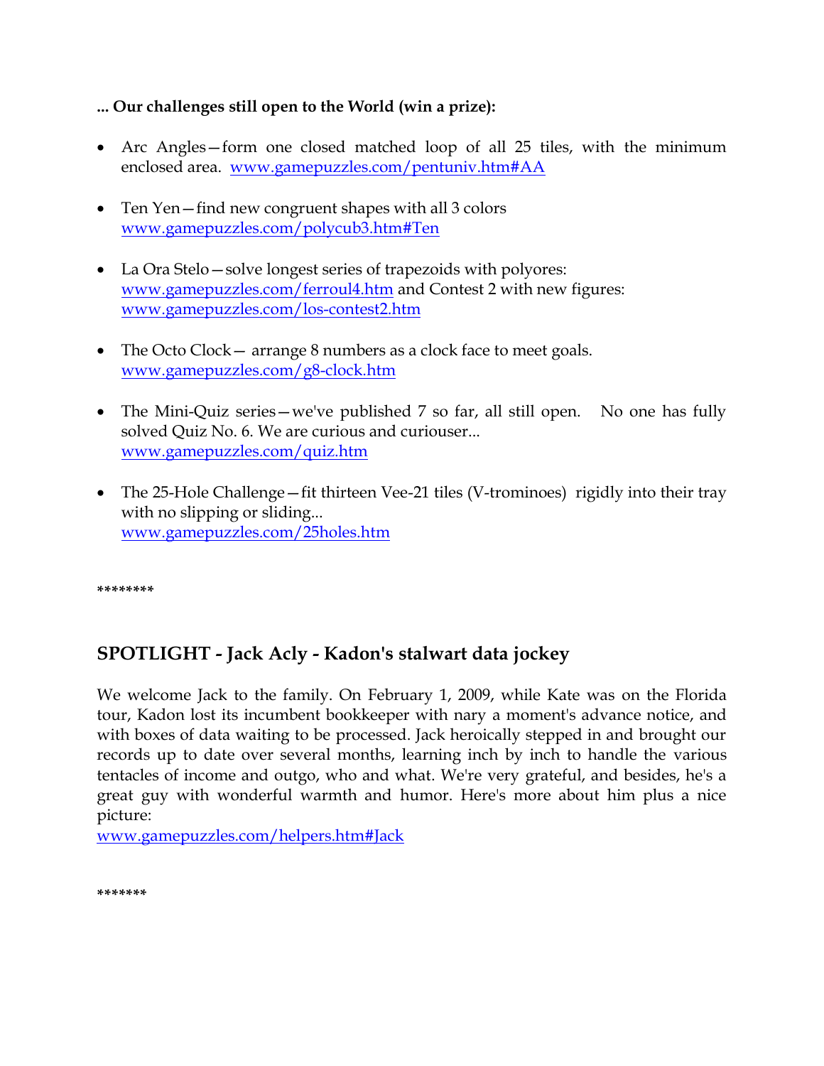**... Our challenges still open to the World (win a prize):**

- Arc Angles—form one closed matched loop of all 25 tiles, with the minimum enclosed area. [www.gamepuzzles.com/pentuniv.htm#AA](http://www.gamepuzzles.com/pentuniv.htm#AA)

- Ten Yen—find new congruent shapes with all 3 colors [www.gamepuzzles.com/polycub3.htm#Ten](http://www.gamepuzzles.com/polycub3.htm#Ten)

- La Ora Stelo—solve longest series of trapezoids with polyores: [www.gamepuzzles.com/ferroul4.htm](http://www.gamepuzzles.com/ferroul4.htm) and Contest 2 with new figures: [www.gamepuzzles.com/los-contest2.htm](http://www.gamepuzzles.com/los-contest2.htm)

- The Octo Clock— arrange 8 numbers as a clock face to meet goals. [www.gamepuzzles.com/g8-clock.htm](http://www.gamepuzzles.com/g8-clock.htm)

- The Mini-Quiz series—we've published 7 so far, all still open. No one has fully solved Quiz No. 6. We are curious and curiouser... [www.gamepuzzles.com/quiz.htm](http://www.gamepuzzles.com/quiz.htm)

- The 25-Hole Challenge—fit thirteen Vee-21 tiles (V-trominoes) rigidly into their tray with no slipping or sliding... [www.gamepuzzles.com/25holes.htm](http://www.gamepuzzles.com/25holes.htm)

*******

## SPOTLIGHT - Jack Acly - Kadon's stalwart data jockey

We welcome Jack to the family. On February 1, 2009, while Kate was on the Florida tour, Kadon lost its incumbent bookkeeper with nary a moment's advance notice, and with boxes of data waiting to be processed. Jack heroically stepped in and brought our records up to date over several months, learning inch by inch to handle the various tentacles of income and outgo, who and what. We're very grateful, and besides, he's a great guy with wonderful warmth and humor. Here's more about him plus a nice picture:
[www.gamepuzzles.com/helpers.htm#Jack](http://www.gamepuzzles.com/helpers.htm#Jack)

*******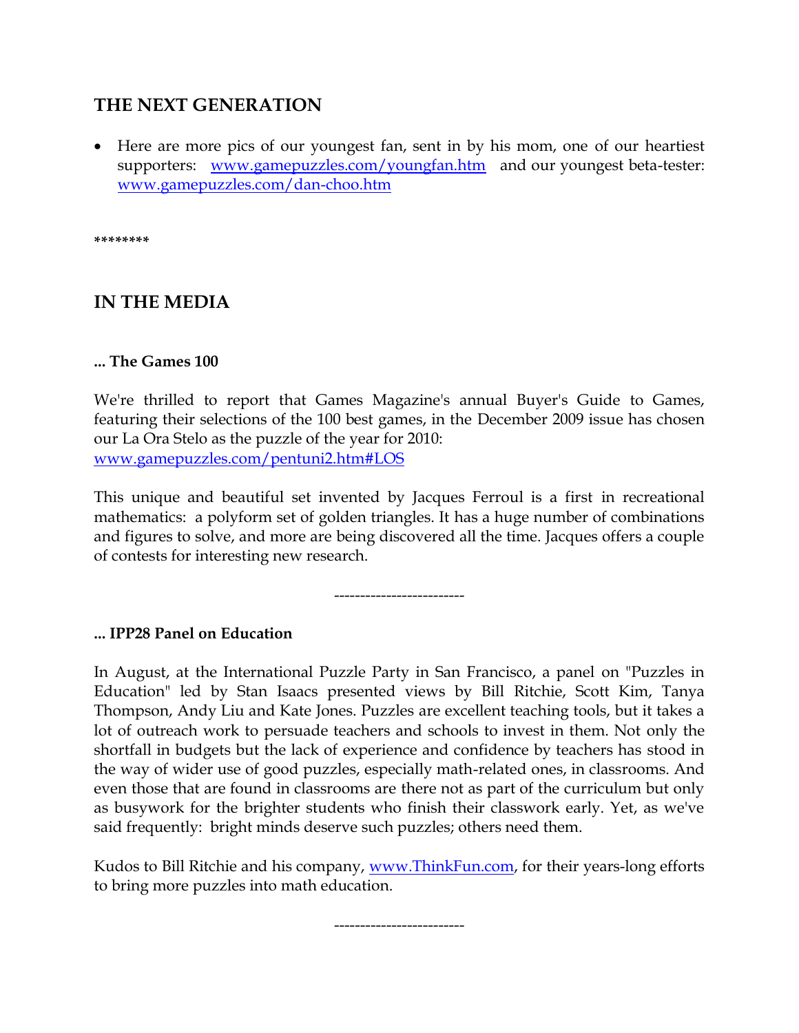## THE NEXT GENERATION

- Here are more pics of our youngest fan, sent in by his mom, one of our heartiest supporters: [www.gamepuzzles.com/youngfan.htm](http://www.gamepuzzles.com/youngfan.htm) and our youngest beta-tester: [www.gamepuzzles.com/dan-choo.htm](http://www.gamepuzzles.com/dan-choo.htm)

********

## IN THE MEDIA

**... The Games 100**

We're thrilled to report that Games Magazine's annual Buyer's Guide to Games, featuring their selections of the 100 best games, in the December 2009 issue has chosen our La Ora Stelo as the puzzle of the year for 2010:
[www.gamepuzzles.com/pentuni2.htm#LOS](http://www.gamepuzzles.com/pentuni2.htm#LOS)

This unique and beautiful set invented by Jacques Ferroul is a first in recreational mathematics: a polyform set of golden triangles. It has a huge number of combinations and figures to solve, and more are being discovered all the time. Jacques offers a couple of contests for interesting new research.

------------------------

**... IPP28 Panel on Education**

In August, at the International Puzzle Party in San Francisco, a panel on "Puzzles in Education" led by Stan Isaacs presented views by Bill Ritchie, Scott Kim, Tanya Thompson, Andy Liu and Kate Jones. Puzzles are excellent teaching tools, but it takes a lot of outreach work to persuade teachers and schools to invest in them. Not only the shortfall in budgets but the lack of experience and confidence by teachers has stood in the way of wider use of good puzzles, especially math-related ones, in classrooms. And even those that are found in classrooms are there not as part of the curriculum but only as busywork for the brighter students who finish their classwork early. Yet, as we've said frequently: bright minds deserve such puzzles; others need them.

Kudos to Bill Ritchie and his company, [www.ThinkFun.com](http://www.ThinkFun.com), for their years-long efforts to bring more puzzles into math education.

------------------------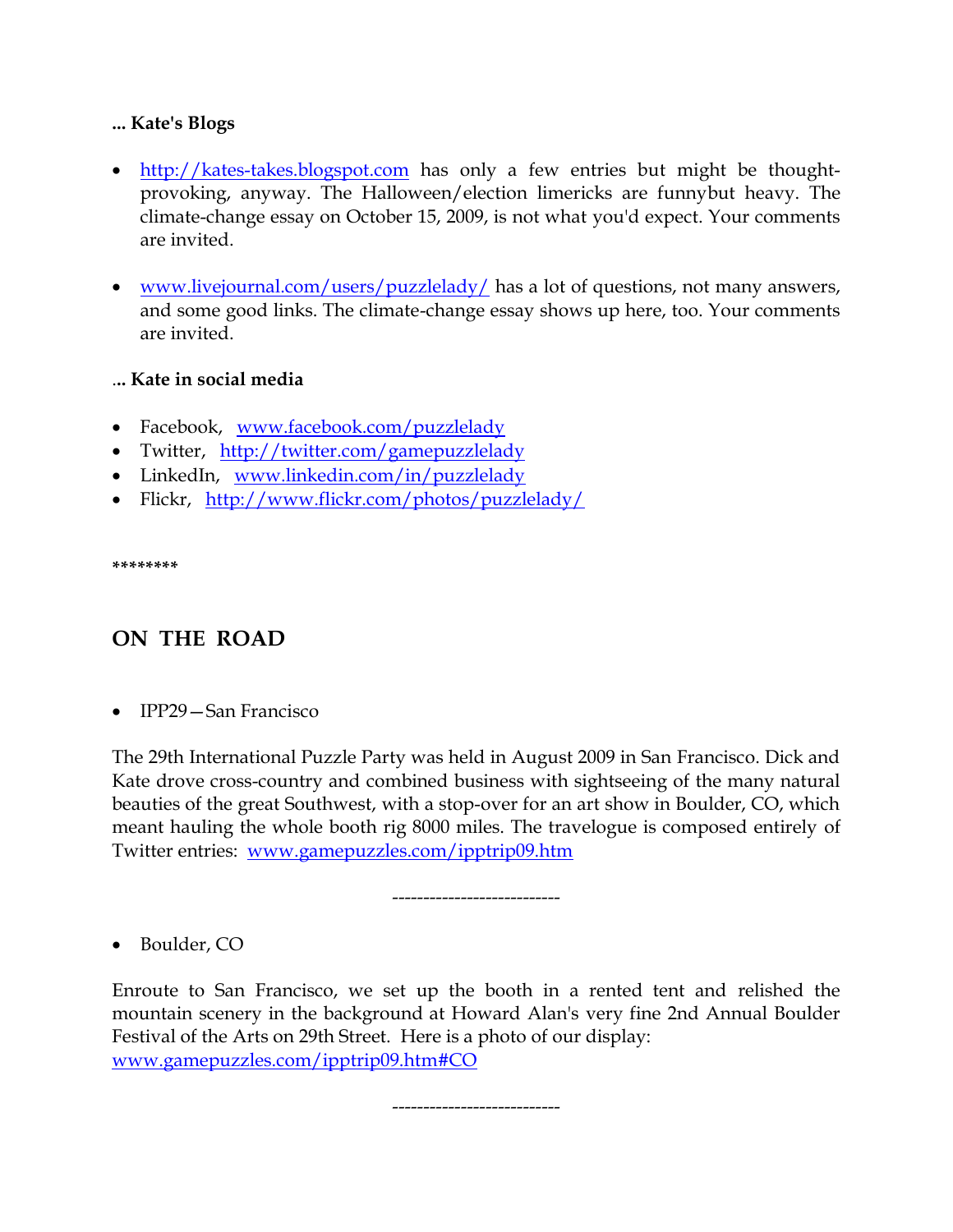**... Kate's Blogs**

- http://kates-takes.blogspot.com has only a few entries but might be thought-provoking, anyway. The Halloween/election limericks are funnybut heavy. The climate-change essay on October 15, 2009, is not what you'd expect. Your comments are invited.

- www.livejournal.com/users/puzzlelady/ has a lot of questions, not many answers, and some good links. The climate-change essay shows up here, too. Your comments are invited.

**... Kate in social media**

- Facebook, www.facebook.com/puzzlelady
- Twitter, http://twitter.com/gamepuzzlelady
- LinkedIn, www.linkedin.com/in/puzzlelady
- Flickr, http://www.flickr.com/photos/puzzlelady/

********

## ON THE ROAD

- IPP29—San Francisco

The 29th International Puzzle Party was held in August 2009 in San Francisco. Dick and Kate drove cross-country and combined business with sightseeing of the many natural beauties of the great Southwest, with a stop-over for an art show in Boulder, CO, which meant hauling the whole booth rig 8000 miles. The travelogue is composed entirely of Twitter entries: www.gamepuzzles.com/ipptrip09.htm

---------------------------

- Boulder, CO

Enroute to San Francisco, we set up the booth in a rented tent and relished the mountain scenery in the background at Howard Alan's very fine 2nd Annual Boulder Festival of the Arts on 29th Street. Here is a photo of our display: www.gamepuzzles.com/ipptrip09.htm#CO

---------------------------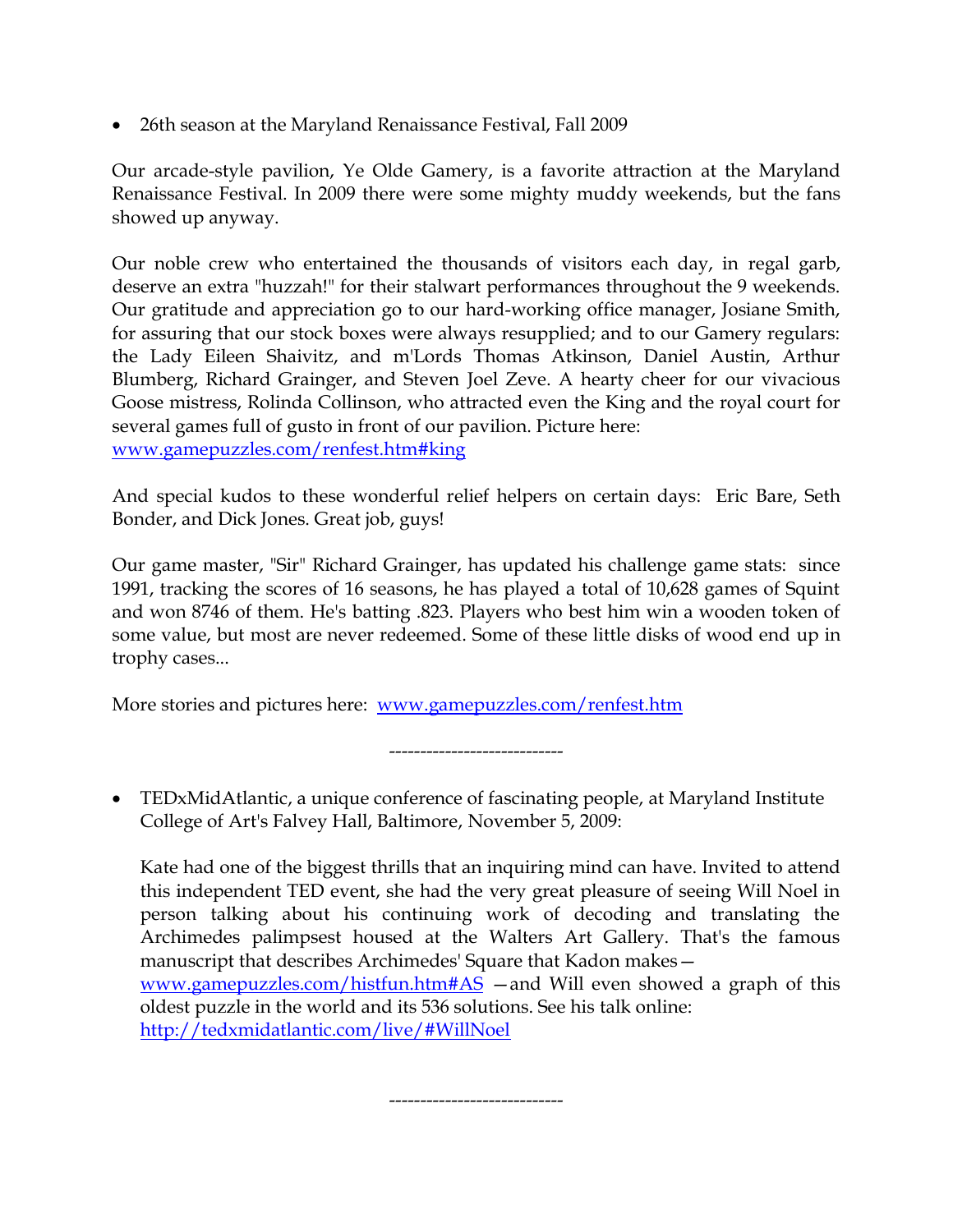- 26th season at the Maryland Renaissance Festival, Fall 2009

Our arcade-style pavilion, Ye Olde Gamery, is a favorite attraction at the Maryland Renaissance Festival. In 2009 there were some mighty muddy weekends, but the fans showed up anyway.

Our noble crew who entertained the thousands of visitors each day, in regal garb, deserve an extra "huzzah!" for their stalwart performances throughout the 9 weekends. Our gratitude and appreciation go to our hard-working office manager, Josiane Smith, for assuring that our stock boxes were always resupplied; and to our Gamery regulars: the Lady Eileen Shaivitz, and m'Lords Thomas Atkinson, Daniel Austin, Arthur Blumberg, Richard Grainger, and Steven Joel Zeve. A hearty cheer for our vivacious Goose mistress, Rolinda Collinson, who attracted even the King and the royal court for several games full of gusto in front of our pavilion. Picture here: [www.gamepuzzles.com/renfest.htm#king](www.gamepuzzles.com/renfest.htm#king)

And special kudos to these wonderful relief helpers on certain days: Eric Bare, Seth Bonder, and Dick Jones. Great job, guys!

Our game master, "Sir" Richard Grainger, has updated his challenge game stats: since 1991, tracking the scores of 16 seasons, he has played a total of 10,628 games of Squint and won 8746 of them. He's batting .823. Players who best him win a wooden token of some value, but most are never redeemed. Some of these little disks of wood end up in trophy cases...

More stories and pictures here: [www.gamepuzzles.com/renfest.htm](www.gamepuzzles.com/renfest.htm)

----------------------------

- TEDxMidAtlantic, a unique conference of fascinating people, at Maryland Institute College of Art's Falvey Hall, Baltimore, November 5, 2009:

  Kate had one of the biggest thrills that an inquiring mind can have. Invited to attend this independent TED event, she had the very great pleasure of seeing Will Noel in person talking about his continuing work of decoding and translating the Archimedes palimpsest housed at the Walters Art Gallery. That's the famous manuscript that describes Archimedes' Square that Kadon makes— [www.gamepuzzles.com/histfun.htm#AS](www.gamepuzzles.com/histfun.htm#AS) —and Will even showed a graph of this oldest puzzle in the world and its 536 solutions. See his talk online: [http://tedxmidatlantic.com/live/#WillNoel](http://tedxmidatlantic.com/live/#WillNoel)

----------------------------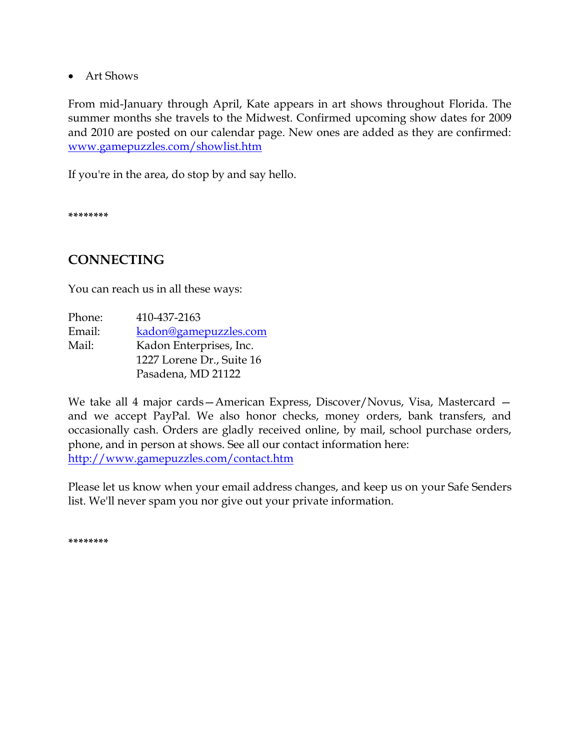- Art Shows

From mid-January through April, Kate appears in art shows throughout Florida. The summer months she travels to the Midwest. Confirmed upcoming show dates for 2009 and 2010 are posted on our calendar page. New ones are added as they are confirmed: [www.gamepuzzles.com/showlist.htm](www.gamepuzzles.com/showlist.htm)

If you're in the area, do stop by and say hello.

*******

## CONNECTING

You can reach us in all these ways:

| | |
|---|---|
| Phone: | 410-437-2163 |
| Email: | [kadon@gamepuzzles.com](mailto:kadon@gamepuzzles.com) |
| Mail: | Kadon Enterprises, Inc.<br>1227 Lorene Dr., Suite 16<br>Pasadena, MD 21122 |

We take all 4 major cards—American Express, Discover/Novus, Visa, Mastercard — and we accept PayPal. We also honor checks, money orders, bank transfers, and occasionally cash. Orders are gladly received online, by mail, school purchase orders, phone, and in person at shows. See all our contact information here: [http://www.gamepuzzles.com/contact.htm](http://www.gamepuzzles.com/contact.htm)

Please let us know when your email address changes, and keep us on your Safe Senders list. We'll never spam you nor give out your private information.

*******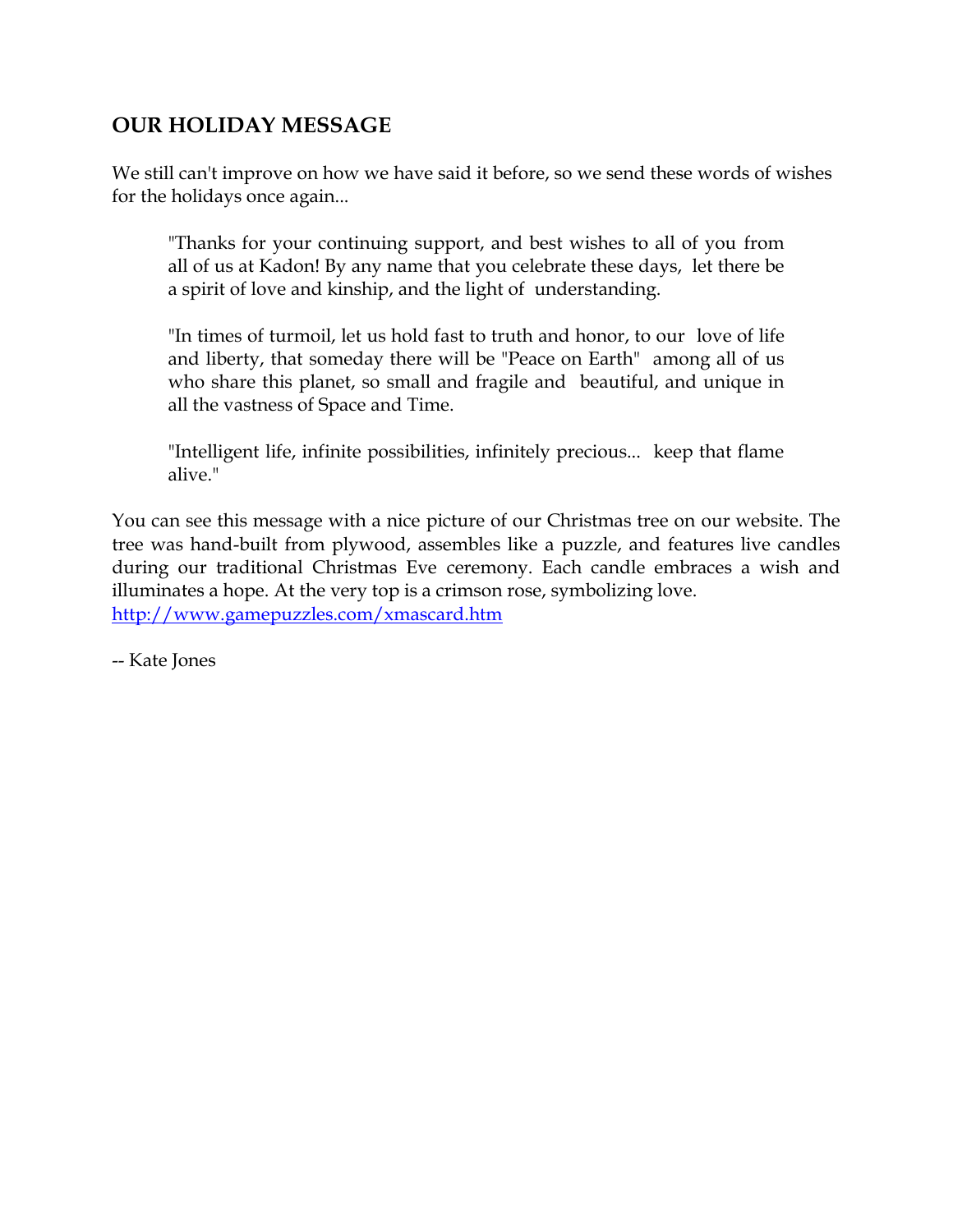## OUR HOLIDAY MESSAGE

We still can't improve on how we have said it before, so we send these words of wishes for the holidays once again...

> "Thanks for your continuing support, and best wishes to all of you from all of us at Kadon! By any name that you celebrate these days, let there be a spirit of love and kinship, and the light of understanding.
>
> "In times of turmoil, let us hold fast to truth and honor, to our love of life and liberty, that someday there will be "Peace on Earth" among all of us who share this planet, so small and fragile and beautiful, and unique in all the vastness of Space and Time.
>
> "Intelligent life, infinite possibilities, infinitely precious... keep that flame alive."

You can see this message with a nice picture of our Christmas tree on our website. The tree was hand-built from plywood, assembles like a puzzle, and features live candles during our traditional Christmas Eve ceremony. Each candle embraces a wish and illuminates a hope. At the very top is a crimson rose, symbolizing love.
http://www.gamepuzzles.com/xmascard.htm

-- Kate Jones